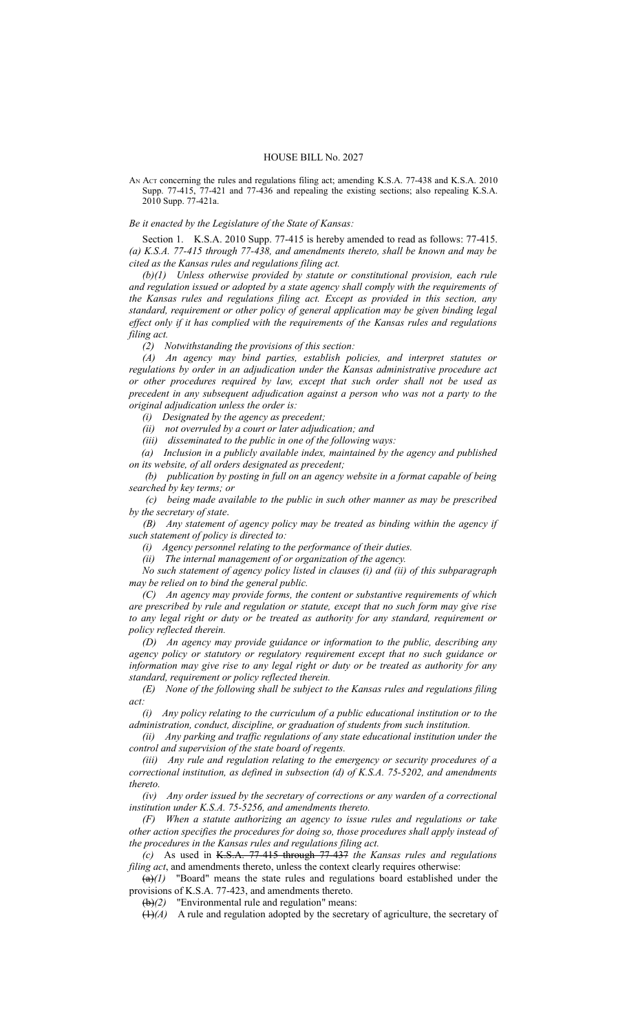# HOUSE BILL No. 2027

AN ACT concerning the rules and regulations filing act; amending K.S.A. 77-438 and K.S.A. 2010 Supp. 77-415, 77-421 and 77-436 and repealing the existing sections; also repealing K.S.A. 2010 Supp. 77-421a.

*Be it enacted by the Legislature of the State of Kansas:*

Section 1. K.S.A. 2010 Supp. 77-415 is hereby amended to read as follows: 77-415. *(a) K.S.A. 77-415 through 77-438, and amendments thereto, shall be known and may be cited as the Kansas rules and regulations filing act.*

*(b)(1) Unless otherwise provided by statute or constitutional provision, each rule and regulation issued or adopted by a state agency shall comply with the requirements of the Kansas rules and regulations filing act. Except as provided in this section, any standard, requirement or other policy of general application may be given binding legal effect only if it has complied with the requirements of the Kansas rules and regulations filing act.*

*(2) Notwithstanding the provisions of this section:*

*(A) An agency may bind parties, establish policies, and interpret statutes or regulations by order in an adjudication under the Kansas administrative procedure act or other procedures required by law, except that such order shall not be used as precedent in any subsequent adjudication against a person who was not a party to the original adjudication unless the order is:*

*(i) Designated by the agency as precedent;*

*(ii) not overruled by a court or later adjudication; and*

*(iii) disseminated to the public in one of the following ways:*

*(a) Inclusion in a publicly available index, maintained by the agency and published on its website, of all orders designated as precedent;*

*(b) publication by posting in full on an agency website in a format capable of being searched by key terms; or*

*(c) being made available to the public in such other manner as may be prescribed by the secretary of state.*

*(B) Any statement of agency policy may be treated as binding within the agency if such statement of policy is directed to:*

*(i) Agency personnel relating to the performance of their duties.*

*(ii) The internal management of or organization of the agency.*

*No such statement of agency policy listed in clauses (i) and (ii) of this subparagraph may be relied on to bind the general public.*

*(C) An agency may provide forms, the content or substantive requirements of which are prescribed by rule and regulation or statute, except that no such form may give rise to any legal right or duty or be treated as authority for any standard, requirement or policy reflected therein.*

*(D) An agency may provide guidance or information to the public, describing any agency policy or statutory or regulatory requirement except that no such guidance or information may give rise to any legal right or duty or be treated as authority for any standard, requirement or policy reflected therein.*

*(E) None of the following shall be subject to the Kansas rules and regulations filing act:*

*(i) Any policy relating to the curriculum of a public educational institution or to the administration, conduct, discipline, or graduation of students from such institution.*

*(ii) Any parking and traffic regulations of any state educational institution under the control and supervision of the state board of regents.*

*(iii) Any rule and regulation relating to the emergency or security procedures of a correctional institution, as defined in subsection (d) of K.S.A. 75-5202, and amendments thereto.*

*(iv) Any order issued by the secretary of corrections or any warden of a correctional institution under K.S.A. 75-5256, and amendments thereto.*

*(F) When a statute authorizing an agency to issue rules and regulations or take other action specifies the procedures for doing so, those procedures shall apply instead of the procedures in the Kansas rules and regulations filing act.*

*(c)* As used in ~~K.S.A. 77-415 through 77-437~~ *the Kansas rules and regulations filing act*, and amendments thereto, unless the context clearly requires otherwise:

~~(a)~~*(1)* "Board" means the state rules and regulations board established under the provisions of K.S.A. 77-423, and amendments thereto.

~~(b)~~*(2)* "Environmental rule and regulation" means:

~~(1)~~*(A)* A rule and regulation adopted by the secretary of agriculture, the secretary of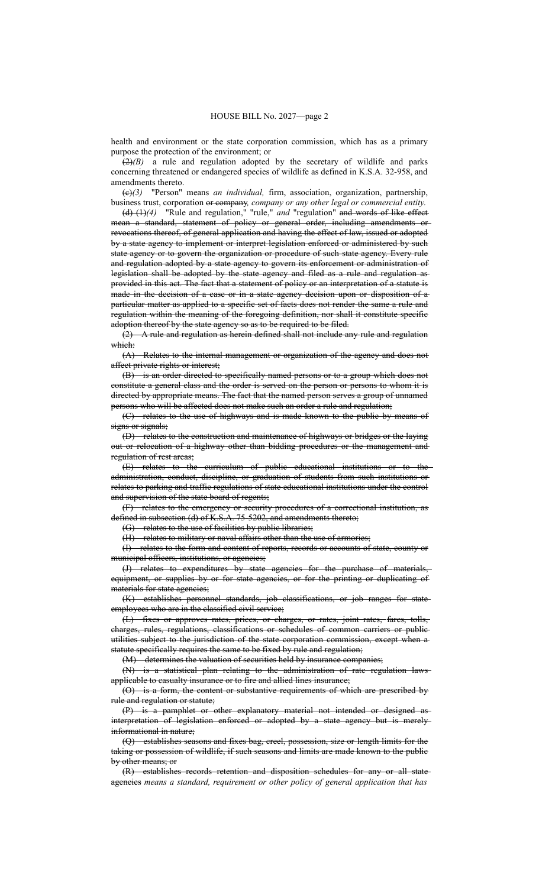health and environment or the state corporation commission, which has as a primary purpose the protection of the environment; or

~~(2)~~*(B)* a rule and regulation adopted by the secretary of wildlife and parks concerning threatened or endangered species of wildlife as defined in K.S.A. 32-958, and amendments thereto.

~~(c)~~*(3)* "Person" means *an individual,* firm, association, organization, partnership, business trust, corporation ~~or company~~*, company or any other legal or commercial entity.*

~~(d) (1)~~*(4)* "Rule and regulation," "rule," *and* "regulation" ~~and words of like effect mean a standard, statement of policy or general order, including amendments or revocations thereof, of general application and having the effect of law, issued or adopted by a state agency to implement or interpret legislation enforced or administered by such state agency or to govern the organization or procedure of such state agency. Every rule and regulation adopted by a state agency to govern its enforcement or administration of legislation shall be adopted by the state agency and filed as a rule and regulation as provided in this act. The fact that a statement of policy or an interpretation of a statute is made in the decision of a case or in a state agency decision upon or disposition of a particular matter as applied to a specific set of facts does not render the same a rule and regulation within the meaning of the foregoing definition, nor shall it constitute specific adoption thereof by the state agency so as to be required to be filed.~~

~~(2) A rule and regulation as herein defined shall not include any rule and regulation which:~~

~~(A) Relates to the internal management or organization of the agency and does not affect private rights or interest;~~

~~(B) is an order directed to specifically named persons or to a group which does not constitute a general class and the order is served on the person or persons to whom it is directed by appropriate means. The fact that the named person serves a group of unnamed persons who will be affected does not make such an order a rule and regulation;~~

~~(C) relates to the use of highways and is made known to the public by means of signs or signals;~~

~~(D) relates to the construction and maintenance of highways or bridges or the laying out or relocation of a highway other than bidding procedures or the management and regulation of rest areas;~~

~~(E) relates to the curriculum of public educational institutions or to the administration, conduct, discipline, or graduation of students from such institutions or relates to parking and traffic regulations of state educational institutions under the control and supervision of the state board of regents;~~

~~(F) relates to the emergency or security procedures of a correctional institution, as defined in subsection (d) of K.S.A. 75-5202, and amendments thereto;~~

~~(G) relates to the use of facilities by public libraries;~~

~~(H) relates to military or naval affairs other than the use of armories;~~

~~(I) relates to the form and content of reports, records or accounts of state, county or municipal officers, institutions, or agencies;~~

~~(J) relates to expenditures by state agencies for the purchase of materials, equipment, or supplies by or for state agencies, or for the printing or duplicating of materials for state agencies;~~

~~(K) establishes personnel standards, job classifications, or job ranges for state employees who are in the classified civil service;~~

~~(L) fixes or approves rates, prices, or charges, or rates, joint rates, fares, tolls, charges, rules, regulations, classifications or schedules of common carriers or public utilities subject to the jurisdiction of the state corporation commission, except when a statute specifically requires the same to be fixed by rule and regulation;~~

~~(M) determines the valuation of securities held by insurance companies;~~

~~(N) is a statistical plan relating to the administration of rate regulation laws applicable to casualty insurance or to fire and allied lines insurance;~~

~~(O) is a form, the content or substantive requirements of which are prescribed by rule and regulation or statute;~~

~~(P) is a pamphlet or other explanatory material not intended or designed as interpretation of legislation enforced or adopted by a state agency but is merely informational in nature;~~

~~(Q) establishes seasons and fixes bag, creel, possession, size or length limits for the taking or possession of wildlife, if such seasons and limits are made known to the public by other means; or~~

~~(R) establishes records retention and disposition schedules for any or all state agencies~~ *means a standard, requirement or other policy of general application that has*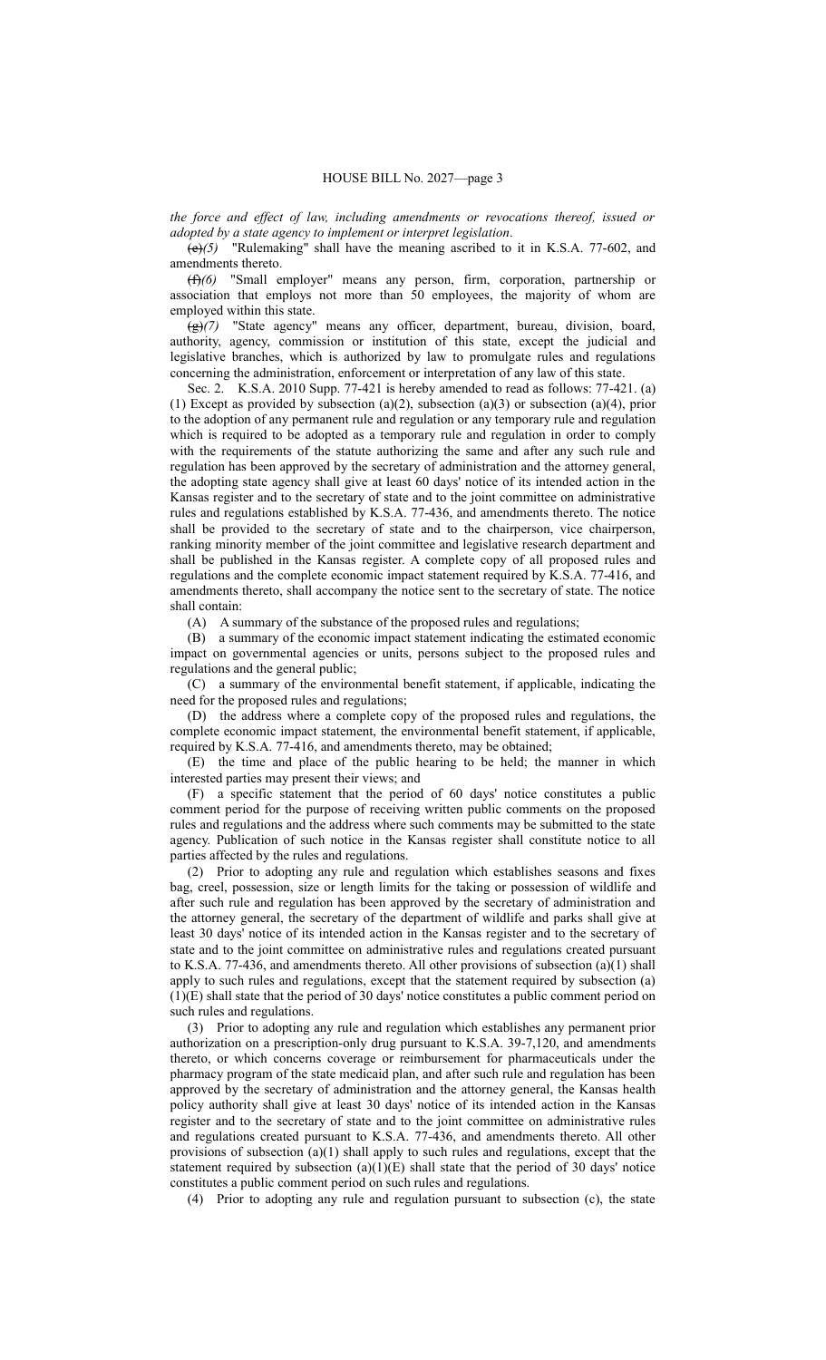*the force and effect of law, including amendments or revocations thereof, issued or adopted by a state agency to implement or interpret legislation*.

~~(e)~~*(5)* "Rulemaking" shall have the meaning ascribed to it in K.S.A. 77-602, and amendments thereto.

~~(f)~~*(6)* "Small employer" means any person, firm, corporation, partnership or association that employs not more than 50 employees, the majority of whom are employed within this state.

~~(g)~~*(7)* "State agency" means any officer, department, bureau, division, board, authority, agency, commission or institution of this state, except the judicial and legislative branches, which is authorized by law to promulgate rules and regulations concerning the administration, enforcement or interpretation of any law of this state.

Sec. 2. K.S.A. 2010 Supp. 77-421 is hereby amended to read as follows: 77-421. (a) (1) Except as provided by subsection (a)(2), subsection (a)(3) or subsection (a)(4), prior to the adoption of any permanent rule and regulation or any temporary rule and regulation which is required to be adopted as a temporary rule and regulation in order to comply with the requirements of the statute authorizing the same and after any such rule and regulation has been approved by the secretary of administration and the attorney general, the adopting state agency shall give at least 60 days' notice of its intended action in the Kansas register and to the secretary of state and to the joint committee on administrative rules and regulations established by K.S.A. 77-436, and amendments thereto. The notice shall be provided to the secretary of state and to the chairperson, vice chairperson, ranking minority member of the joint committee and legislative research department and shall be published in the Kansas register. A complete copy of all proposed rules and regulations and the complete economic impact statement required by K.S.A. 77-416, and amendments thereto, shall accompany the notice sent to the secretary of state. The notice shall contain:

(A) A summary of the substance of the proposed rules and regulations;

(B) a summary of the economic impact statement indicating the estimated economic impact on governmental agencies or units, persons subject to the proposed rules and regulations and the general public;

(C) a summary of the environmental benefit statement, if applicable, indicating the need for the proposed rules and regulations;

(D) the address where a complete copy of the proposed rules and regulations, the complete economic impact statement, the environmental benefit statement, if applicable, required by K.S.A. 77-416, and amendments thereto, may be obtained;

(E) the time and place of the public hearing to be held; the manner in which interested parties may present their views; and

(F) a specific statement that the period of 60 days' notice constitutes a public comment period for the purpose of receiving written public comments on the proposed rules and regulations and the address where such comments may be submitted to the state agency. Publication of such notice in the Kansas register shall constitute notice to all parties affected by the rules and regulations.

(2) Prior to adopting any rule and regulation which establishes seasons and fixes bag, creel, possession, size or length limits for the taking or possession of wildlife and after such rule and regulation has been approved by the secretary of administration and the attorney general, the secretary of the department of wildlife and parks shall give at least 30 days' notice of its intended action in the Kansas register and to the secretary of state and to the joint committee on administrative rules and regulations created pursuant to K.S.A. 77-436, and amendments thereto. All other provisions of subsection (a)(1) shall apply to such rules and regulations, except that the statement required by subsection (a)(1)(E) shall state that the period of 30 days' notice constitutes a public comment period on such rules and regulations.

(3) Prior to adopting any rule and regulation which establishes any permanent prior authorization on a prescription-only drug pursuant to K.S.A. 39-7,120, and amendments thereto, or which concerns coverage or reimbursement for pharmaceuticals under the pharmacy program of the state medicaid plan, and after such rule and regulation has been approved by the secretary of administration and the attorney general, the Kansas health policy authority shall give at least 30 days' notice of its intended action in the Kansas register and to the secretary of state and to the joint committee on administrative rules and regulations created pursuant to K.S.A. 77-436, and amendments thereto. All other provisions of subsection (a)(1) shall apply to such rules and regulations, except that the statement required by subsection (a)(1)(E) shall state that the period of 30 days' notice constitutes a public comment period on such rules and regulations.

(4) Prior to adopting any rule and regulation pursuant to subsection (c), the state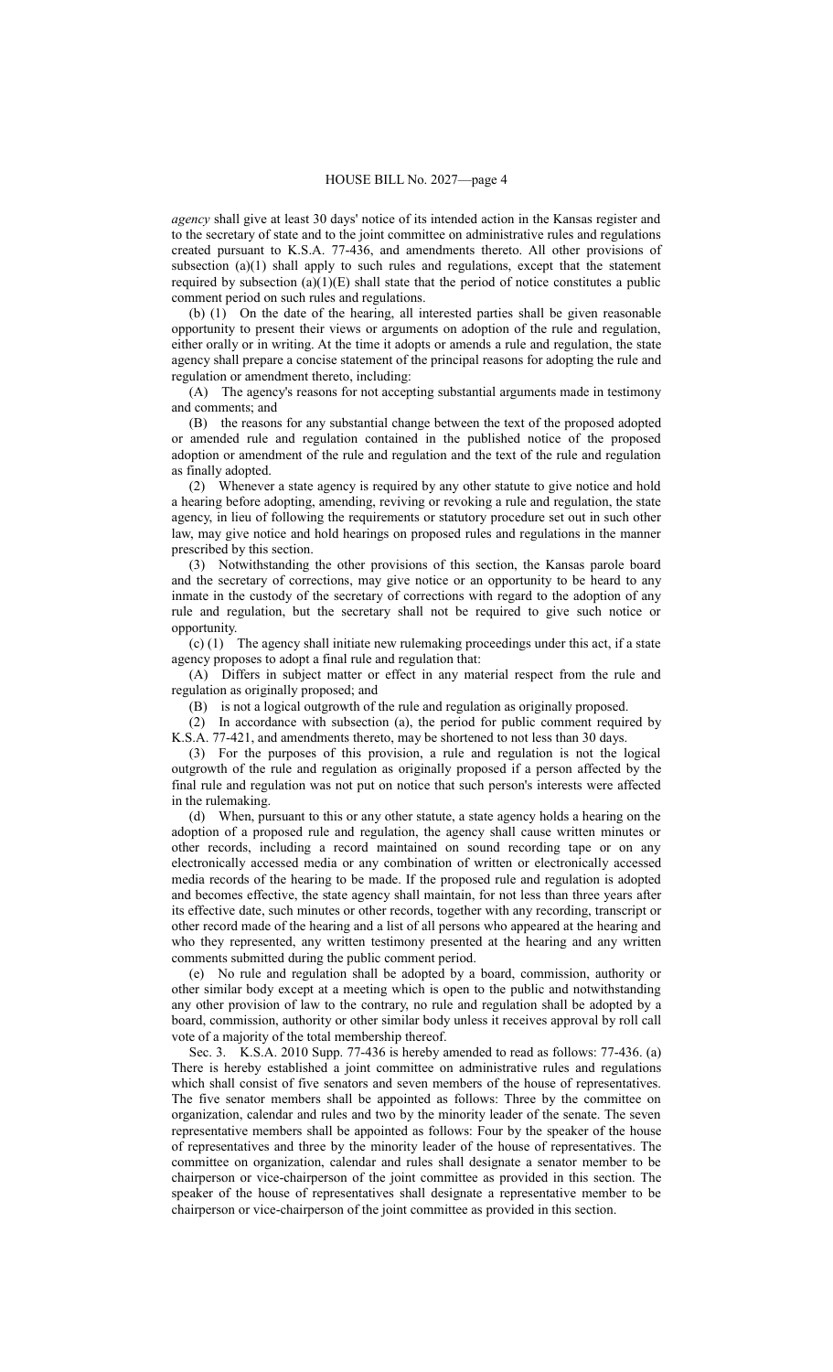*agency* shall give at least 30 days' notice of its intended action in the Kansas register and to the secretary of state and to the joint committee on administrative rules and regulations created pursuant to K.S.A. 77-436, and amendments thereto. All other provisions of subsection (a)(1) shall apply to such rules and regulations, except that the statement required by subsection (a)(1)(E) shall state that the period of notice constitutes a public comment period on such rules and regulations.

(b) (1) On the date of the hearing, all interested parties shall be given reasonable opportunity to present their views or arguments on adoption of the rule and regulation, either orally or in writing. At the time it adopts or amends a rule and regulation, the state agency shall prepare a concise statement of the principal reasons for adopting the rule and regulation or amendment thereto, including:

(A) The agency's reasons for not accepting substantial arguments made in testimony and comments; and

(B) the reasons for any substantial change between the text of the proposed adopted or amended rule and regulation contained in the published notice of the proposed adoption or amendment of the rule and regulation and the text of the rule and regulation as finally adopted.

(2) Whenever a state agency is required by any other statute to give notice and hold a hearing before adopting, amending, reviving or revoking a rule and regulation, the state agency, in lieu of following the requirements or statutory procedure set out in such other law, may give notice and hold hearings on proposed rules and regulations in the manner prescribed by this section.

(3) Notwithstanding the other provisions of this section, the Kansas parole board and the secretary of corrections, may give notice or an opportunity to be heard to any inmate in the custody of the secretary of corrections with regard to the adoption of any rule and regulation, but the secretary shall not be required to give such notice or opportunity.

(c) (1) The agency shall initiate new rulemaking proceedings under this act, if a state agency proposes to adopt a final rule and regulation that:

(A) Differs in subject matter or effect in any material respect from the rule and regulation as originally proposed; and

(B) is not a logical outgrowth of the rule and regulation as originally proposed.

(2) In accordance with subsection (a), the period for public comment required by K.S.A. 77-421, and amendments thereto, may be shortened to not less than 30 days.

(3) For the purposes of this provision, a rule and regulation is not the logical outgrowth of the rule and regulation as originally proposed if a person affected by the final rule and regulation was not put on notice that such person's interests were affected in the rulemaking.

(d) When, pursuant to this or any other statute, a state agency holds a hearing on the adoption of a proposed rule and regulation, the agency shall cause written minutes or other records, including a record maintained on sound recording tape or on any electronically accessed media or any combination of written or electronically accessed media records of the hearing to be made. If the proposed rule and regulation is adopted and becomes effective, the state agency shall maintain, for not less than three years after its effective date, such minutes or other records, together with any recording, transcript or other record made of the hearing and a list of all persons who appeared at the hearing and who they represented, any written testimony presented at the hearing and any written comments submitted during the public comment period.

(e) No rule and regulation shall be adopted by a board, commission, authority or other similar body except at a meeting which is open to the public and notwithstanding any other provision of law to the contrary, no rule and regulation shall be adopted by a board, commission, authority or other similar body unless it receives approval by roll call vote of a majority of the total membership thereof.

Sec. 3. K.S.A. 2010 Supp. 77-436 is hereby amended to read as follows: 77-436. (a) There is hereby established a joint committee on administrative rules and regulations which shall consist of five senators and seven members of the house of representatives. The five senator members shall be appointed as follows: Three by the committee on organization, calendar and rules and two by the minority leader of the senate. The seven representative members shall be appointed as follows: Four by the speaker of the house of representatives and three by the minority leader of the house of representatives. The committee on organization, calendar and rules shall designate a senator member to be chairperson or vice-chairperson of the joint committee as provided in this section. The speaker of the house of representatives shall designate a representative member to be chairperson or vice-chairperson of the joint committee as provided in this section.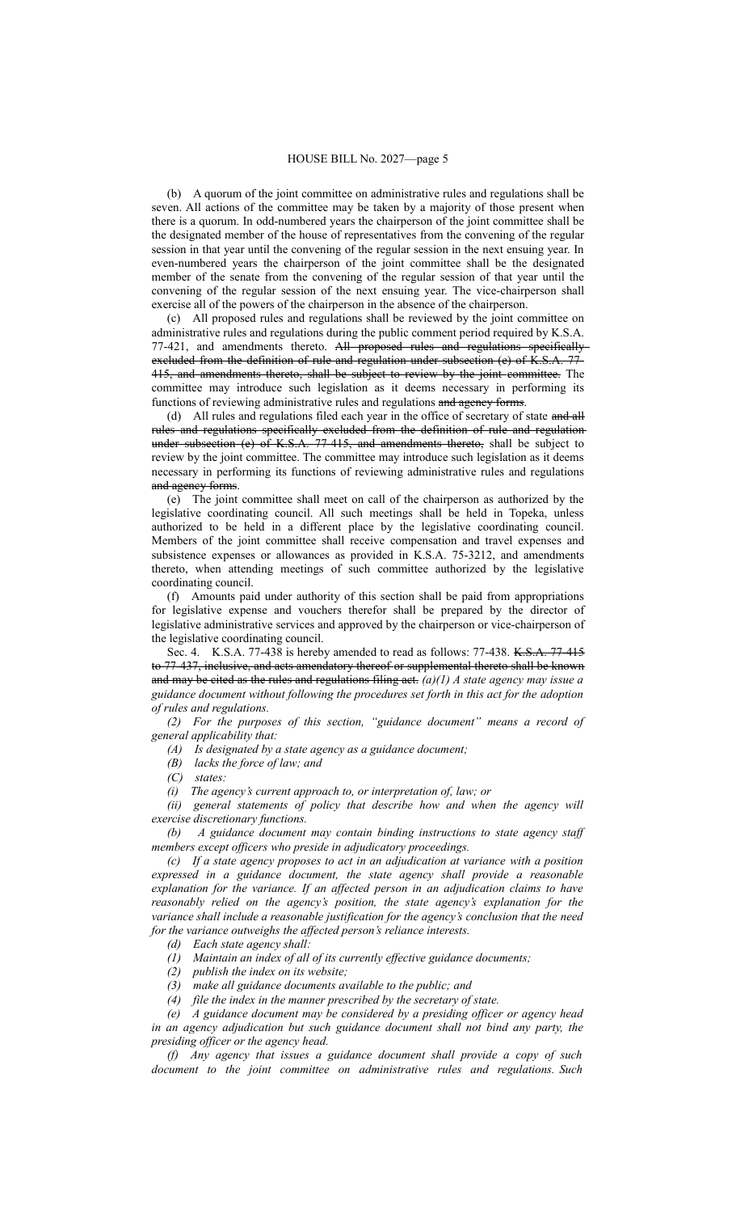(b) A quorum of the joint committee on administrative rules and regulations shall be seven. All actions of the committee may be taken by a majority of those present when there is a quorum. In odd-numbered years the chairperson of the joint committee shall be the designated member of the house of representatives from the convening of the regular session in that year until the convening of the regular session in the next ensuing year. In even-numbered years the chairperson of the joint committee shall be the designated member of the senate from the convening of the regular session of that year until the convening of the regular session of the next ensuing year. The vice-chairperson shall exercise all of the powers of the chairperson in the absence of the chairperson.

(c) All proposed rules and regulations shall be reviewed by the joint committee on administrative rules and regulations during the public comment period required by K.S.A. 77-421, and amendments thereto. ~~All proposed rules and regulations specifically excluded from the definition of rule and regulation under subsection (e) of K.S.A. 77-415, and amendments thereto, shall be subject to review by the joint committee.~~ The committee may introduce such legislation as it deems necessary in performing its functions of reviewing administrative rules and regulations ~~and agency forms~~.

(d) All rules and regulations filed each year in the office of secretary of state ~~and all rules and regulations specifically excluded from the definition of rule and regulation under subsection (e) of K.S.A. 77-415, and amendments thereto,~~ shall be subject to review by the joint committee. The committee may introduce such legislation as it deems necessary in performing its functions of reviewing administrative rules and regulations ~~and agency forms~~.

(e) The joint committee shall meet on call of the chairperson as authorized by the legislative coordinating council. All such meetings shall be held in Topeka, unless authorized to be held in a different place by the legislative coordinating council. Members of the joint committee shall receive compensation and travel expenses and subsistence expenses or allowances as provided in K.S.A. 75-3212, and amendments thereto, when attending meetings of such committee authorized by the legislative coordinating council.

(f) Amounts paid under authority of this section shall be paid from appropriations for legislative expense and vouchers therefor shall be prepared by the director of legislative administrative services and approved by the chairperson or vice-chairperson of the legislative coordinating council.

Sec. 4. K.S.A. 77-438 is hereby amended to read as follows: 77-438. ~~K.S.A. 77-415 to 77-437, inclusive, and acts amendatory thereof or supplemental thereto shall be known and may be cited as the rules and regulations filing act.~~ *(a)(1) A state agency may issue a guidance document without following the procedures set forth in this act for the adoption of rules and regulations.*

*(2) For the purposes of this section, "guidance document" means a record of general applicability that:*

*(A) Is designated by a state agency as a guidance document;*

*(B) lacks the force of law; and*

*(C) states:*

*(i) The agency's current approach to, or interpretation of, law; or*

*(ii) general statements of policy that describe how and when the agency will exercise discretionary functions.*

*(b) A guidance document may contain binding instructions to state agency staff members except officers who preside in adjudicatory proceedings.*

*(c) If a state agency proposes to act in an adjudication at variance with a position expressed in a guidance document, the state agency shall provide a reasonable explanation for the variance. If an affected person in an adjudication claims to have reasonably relied on the agency's position, the state agency's explanation for the variance shall include a reasonable justification for the agency's conclusion that the need for the variance outweighs the affected person's reliance interests.*

*(d) Each state agency shall:*

*(1) Maintain an index of all of its currently effective guidance documents;*

*(2) publish the index on its website;*

*(3) make all guidance documents available to the public; and*

*(4) file the index in the manner prescribed by the secretary of state.*

*(e) A guidance document may be considered by a presiding officer or agency head in an agency adjudication but such guidance document shall not bind any party, the presiding officer or the agency head.*

*(f) Any agency that issues a guidance document shall provide a copy of such document to the joint committee on administrative rules and regulations. Such*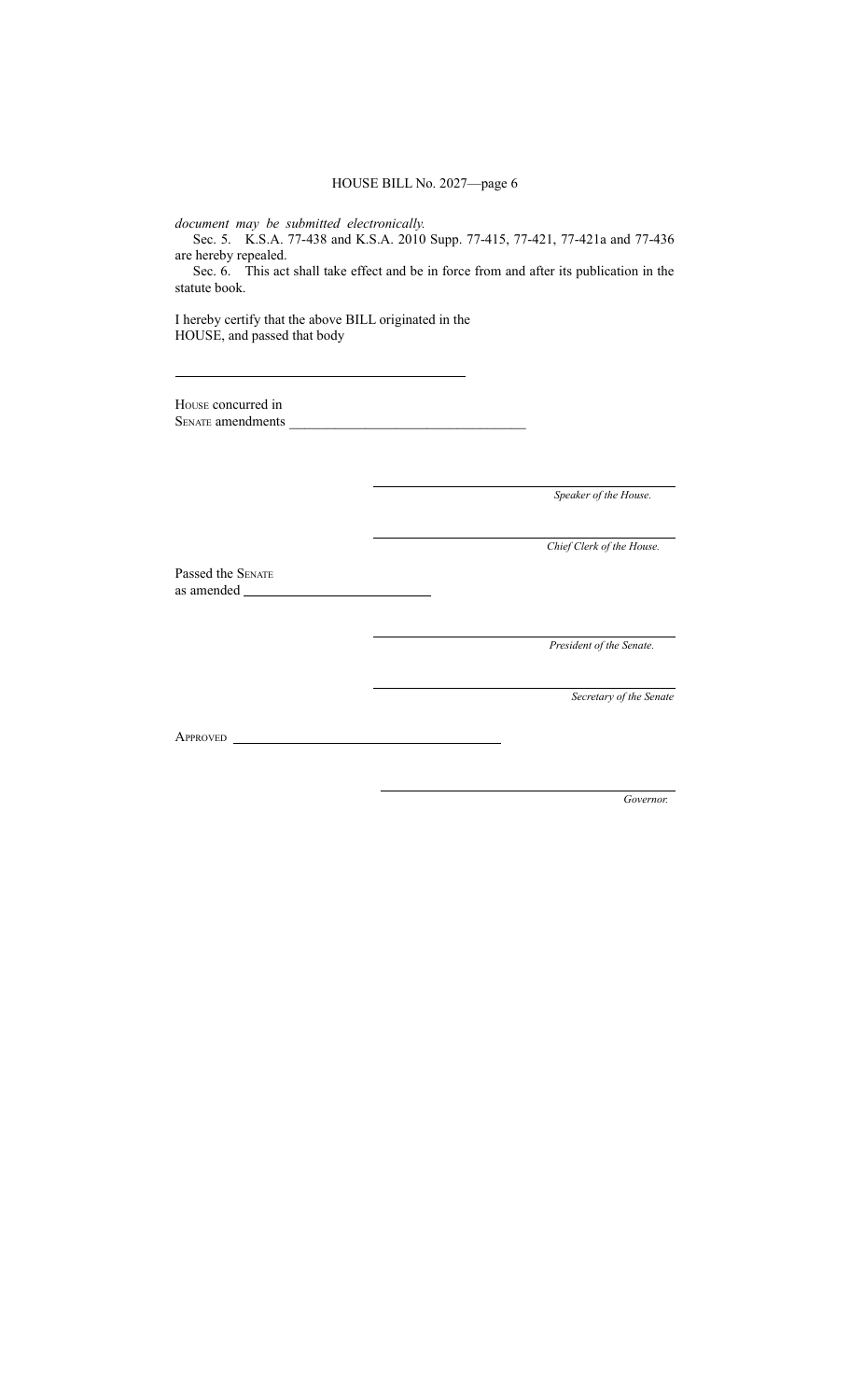*document may be submitted electronically.*

Sec. 5. K.S.A. 77-438 and K.S.A. 2010 Supp. 77-415, 77-421, 77-421a and 77-436 are hereby repealed.

Sec. 6. This act shall take effect and be in force from and after its publication in the statute book.

I hereby certify that the above BILL originated in the HOUSE, and passed that body

\_\_\_\_\_\_\_\_\_\_\_\_\_\_\_\_\_\_\_\_\_\_\_\_\_\_\_\_\_\_\_\_\_\_\_\_\_\_\_\_

HOUSE concurred in
SENATE amendments \_\_\_\_\_\_\_\_\_\_\_\_\_\_\_\_\_\_\_\_\_\_\_\_\_\_\_\_\_\_\_\_\_\_

\_\_\_\_\_\_\_\_\_\_\_\_\_\_\_\_\_\_\_\_\_\_\_\_\_\_\_\_\_\_\_\_\_\_\_\_\_\_\_\_
*Speaker of the House.*

\_\_\_\_\_\_\_\_\_\_\_\_\_\_\_\_\_\_\_\_\_\_\_\_\_\_\_\_\_\_\_\_\_\_\_\_\_\_\_\_
*Chief Clerk of the House.*

Passed the SENATE
as amended \_\_\_\_\_\_\_\_\_\_\_\_\_\_\_\_\_\_\_\_\_\_\_\_\_\_\_\_

\_\_\_\_\_\_\_\_\_\_\_\_\_\_\_\_\_\_\_\_\_\_\_\_\_\_\_\_\_\_\_\_\_\_\_\_\_\_\_\_
*President of the Senate.*

\_\_\_\_\_\_\_\_\_\_\_\_\_\_\_\_\_\_\_\_\_\_\_\_\_\_\_\_\_\_\_\_\_\_\_\_\_\_\_\_
*Secretary of the Senate*

APPROVED \_\_\_\_\_\_\_\_\_\_\_\_\_\_\_\_\_\_\_\_\_\_\_\_\_\_\_\_\_\_\_\_\_\_\_\_\_\_\_\_

\_\_\_\_\_\_\_\_\_\_\_\_\_\_\_\_\_\_\_\_\_\_\_\_\_\_\_\_\_\_\_\_\_\_\_\_\_\_\_\_
*Governor.*